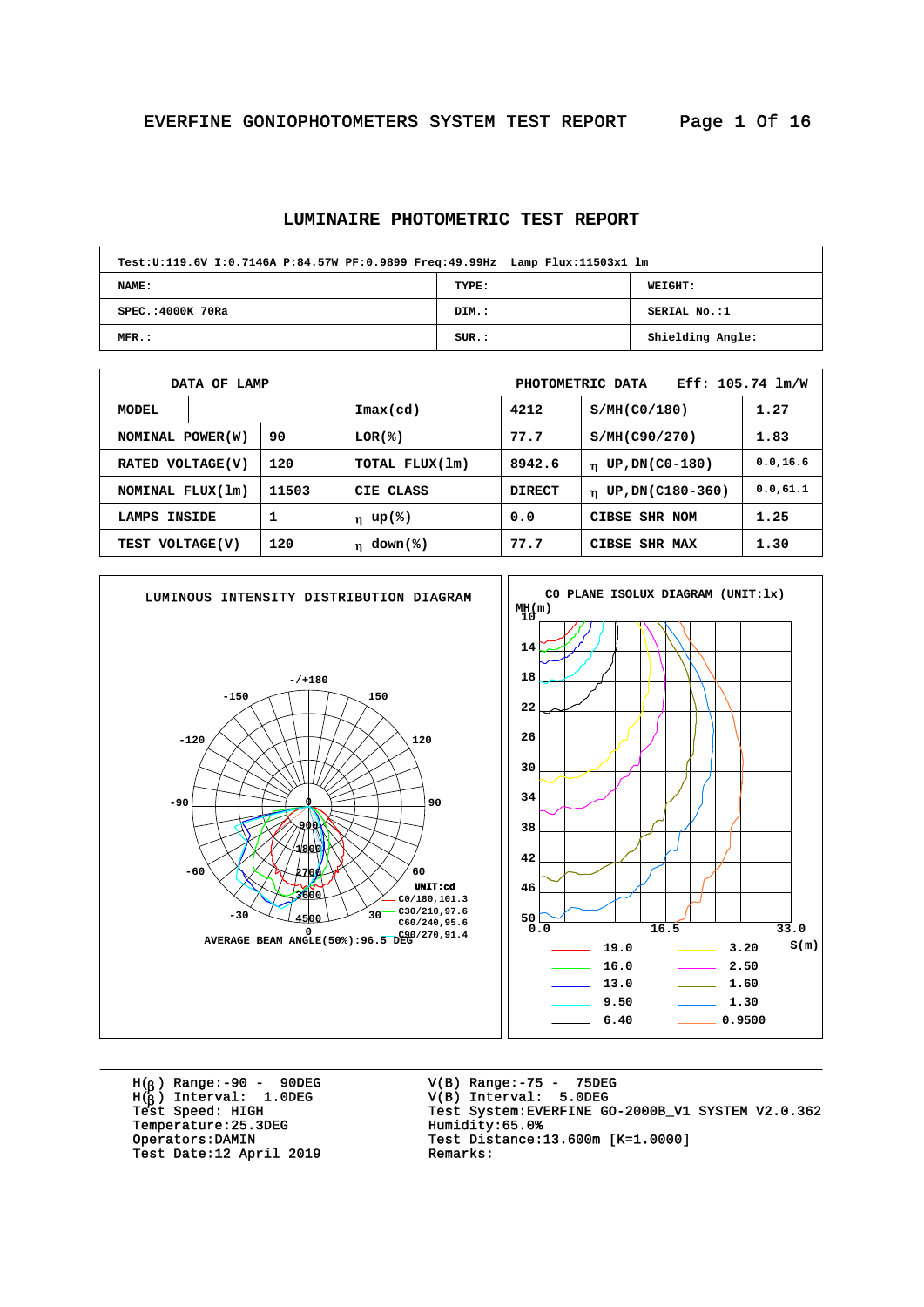# LUMINAIRE PHOTOMETRIC TEST REPORT

| Test:U:119.6V I:0.7146A P:84.57W PF:0.9899 Freq:49.99Hz Lamp Flux:11503x1 lm | | |
|---|---|---|
| NAME: | TYPE: | WEIGHT: |
| SPEC.:4000K 70Ra | DIM.: | SERIAL No.:1 |
| MFR.: | SUR.: | Shielding Angle: |

| DATA OF LAMP | | PHOTOMETRIC DATA | Eff: 105.74 lm/W | | |
|---|---|---|---|---|---|
| MODEL | | Imax(cd) | 4212 | S/MH(C0/180) | 1.27 |
| NOMINAL POWER(W) | 90 | LOR(%) | 77.7 | S/MH(C90/270) | 1.83 |
| RATED VOLTAGE(V) | 120 | TOTAL FLUX(lm) | 8942.6 | $\eta$ UP,DN(C0-180) | 0.0,16.6 |
| NOMINAL FLUX(lm) | 11503 | CIE CLASS | DIRECT | $\eta$ UP,DN(C180-360) | 0.0,61.1 |
| LAMPS INSIDE | 1 | $\eta$ up(%) | 0.0 | CIBSE SHR NOM | 1.25 |
| TEST VOLTAGE(V) | 120 | $\eta$ down(%) | 77.7 | CIBSE SHR MAX | 1.30 |

**LUMINOUS INTENSITY DISTRIBUTION DIAGRAM**

UNIT:cd
C0/180,101.3
C30/210,97.6
C60/240,95.6
C90/270,91.4

AVERAGE BEAM ANGLE(50%):96.5 DEG

**C0 PLANE ISOLUX DIAGRAM (UNIT:lx)**

19.0, 16.0, 13.0, 9.50, 6.40, 3.20, 2.50, 1.60, 1.30, 0.9500

H(β) Range:-90 - 90DEG
H(β) Interval: 1.0DEG
Test Speed: HIGH
Temperature:25.3DEG
Operators:DAMIN
Test Date:12 April 2019

V(B) Range:-75 - 75DEG
V(B) Interval: 5.0DEG
Test System:EVERFINE GO-2000B_V1 SYSTEM V2.0.362
Humidity:65.0%
Test Distance:13.600m [K=1.0000]
Remarks: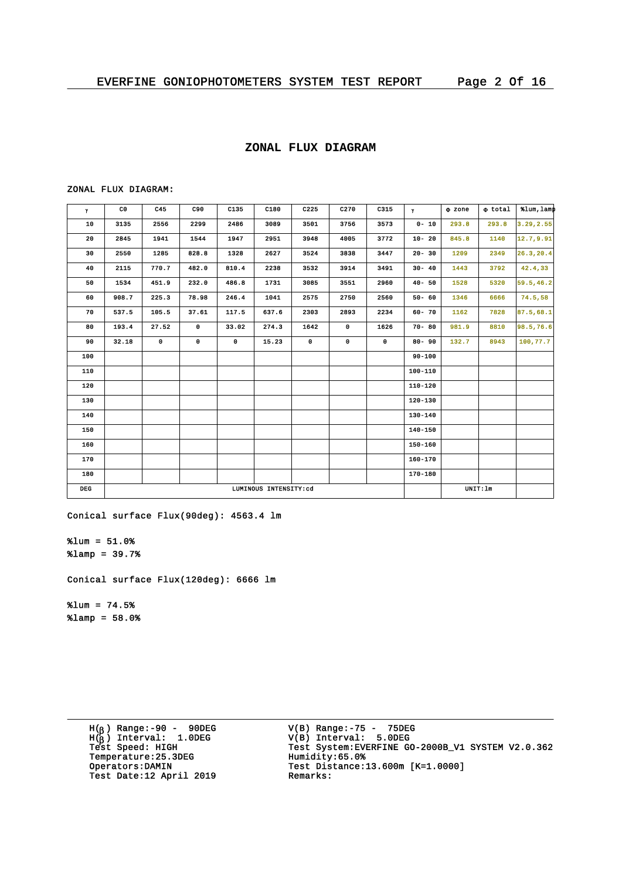## ZONAL FLUX DIAGRAM

ZONAL FLUX DIAGRAM:

| γ | C0 | C45 | C90 | C135 | C180 | C225 | C270 | C315 | γ | Φ zone | Φ total | %lum,lamp |
|---|---|---|---|---|---|---|---|---|---|---|---|---|
| 10 | 3135 | 2556 | 2299 | 2486 | 3089 | 3501 | 3756 | 3573 | 0- 10 | 293.8 | 293.8 | 3.29,2.55 |
| 20 | 2845 | 1941 | 1544 | 1947 | 2951 | 3948 | 4005 | 3772 | 10- 20 | 845.8 | 1140 | 12.7,9.91 |
| 30 | 2550 | 1285 | 828.8 | 1328 | 2627 | 3524 | 3838 | 3447 | 20- 30 | 1209 | 2349 | 26.3,20.4 |
| 40 | 2115 | 770.7 | 482.0 | 810.4 | 2238 | 3532 | 3914 | 3491 | 30- 40 | 1443 | 3792 | 42.4,33 |
| 50 | 1534 | 451.9 | 232.0 | 486.8 | 1731 | 3085 | 3551 | 2960 | 40- 50 | 1528 | 5320 | 59.5,46.2 |
| 60 | 908.7 | 225.3 | 78.98 | 246.4 | 1041 | 2575 | 2750 | 2560 | 50- 60 | 1346 | 6666 | 74.5,58 |
| 70 | 537.5 | 105.5 | 37.61 | 117.5 | 637.6 | 2303 | 2893 | 2234 | 60- 70 | 1162 | 7828 | 87.5,68.1 |
| 80 | 193.4 | 27.52 | 0 | 33.02 | 274.3 | 1642 | 0 | 1626 | 70- 80 | 981.9 | 8810 | 98.5,76.6 |
| 90 | 32.18 | 0 | 0 | 0 | 15.23 | 0 | 0 | 0 | 80- 90 | 132.7 | 8943 | 100,77.7 |
| 100 | | | | | | | | | 90-100 | | | |
| 110 | | | | | | | | | 100-110 | | | |
| 120 | | | | | | | | | 110-120 | | | |
| 130 | | | | | | | | | 120-130 | | | |
| 140 | | | | | | | | | 130-140 | | | |
| 150 | | | | | | | | | 140-150 | | | |
| 160 | | | | | | | | | 150-160 | | | |
| 170 | | | | | | | | | 160-170 | | | |
| 180 | | | | | | | | | 170-180 | | | |
| DEG | LUMINOUS INTENSITY:cd | | | | | | | | | UNIT:lm | | |

Conical surface Flux(90deg): 4563.4 lm

%lum = 51.0%
%lamp = 39.7%

Conical surface Flux(120deg): 6666 lm

%lum = 74.5%
%lamp = 58.0%

H(β) Range:-90 - 90DEG
H(β) Interval: 1.0DEG
Test Speed: HIGH
Temperature:25.3DEG
Operators:DAMIN
Test Date:12 April 2019

V(B) Range:-75 - 75DEG
V(B) Interval: 5.0DEG
Test System:EVERFINE GO-2000B_V1 SYSTEM V2.0.362
Humidity:65.0%
Test Distance:13.600m [K=1.0000]
Remarks: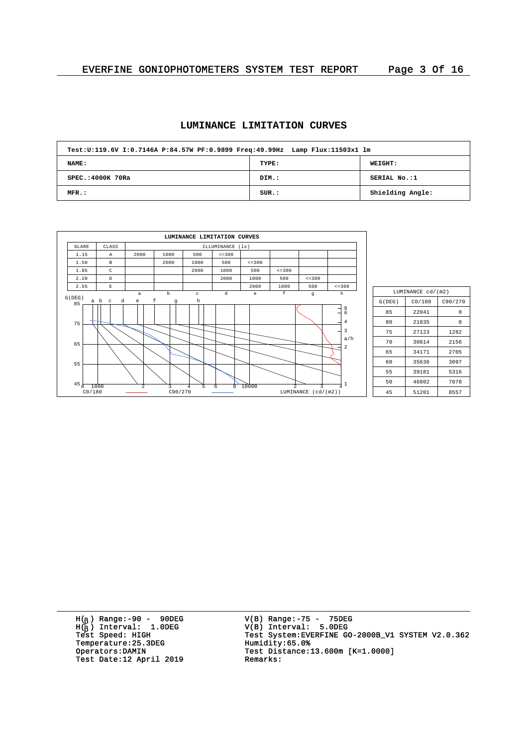## LUMINANCE LIMITATION CURVES

| Test:U:119.6V I:0.7146A P:84.57W PF:0.9899 Freq:49.99Hz Lamp Flux:11503x1 lm | | |
|---|---|---|
| NAME: | TYPE: | WEIGHT: |
| SPEC.:4000K 70Ra | DIM.: | SERIAL No.:1 |
| MFR.: | SUR.: | Shielding Angle: |

**LUMINANCE LIMITATION CURVES**

| GLARE | CLASS | ILLUMINANCE (lx) | | | | | | | |
|---|---|---|---|---|---|---|---|---|---|
| 1.15 | A | 2000 | 1000 | 500 | <=300 | | | | |
| 1.50 | B | | 2000 | 1000 | 500 | <=300 | | | |
| 1.85 | C | | | 2000 | 1000 | 500 | <=300 | | |
| 2.20 | D | | | | 2000 | 1000 | 500 | <=300 | |
| 2.55 | E | | | | | 2000 | 1000 | 500 | <=300 |
| | | a | b | c | d | e | f | g | h |

G(DEG) 85 75 65 55 45 — a b c d e f g h — 8 6 4 3 a/h 2 1 — 8 1000 2 3 4 5 6 8 10000 2 3 4 — LUMINANCE (cd/(m2)) — C0/180 — C90/270

| LUMINANCE cd/(m2) | | |
|---|---|---|
| G(DEG) | C0/180 | C90/270 |
| 85 | 22041 | 0 |
| 80 | 21835 | 0 |
| 75 | 27123 | 1282 |
| 70 | 30814 | 2156 |
| 65 | 34171 | 2705 |
| 60 | 35636 | 3097 |
| 55 | 39181 | 5316 |
| 50 | 46802 | 7078 |
| 45 | 51201 | 8557 |

H(β) Range:-90 - 90DEG
H(β) Interval: 1.0DEG
Test Speed: HIGH
Temperature:25.3DEG
Operators:DAMIN
Test Date:12 April 2019

V(B) Range:-75 - 75DEG
V(B) Interval: 5.0DEG
Test System:EVERFINE GO-2000B_V1 SYSTEM V2.0.362
Humidity:65.0%
Test Distance:13.600m [K=1.0000]
Remarks: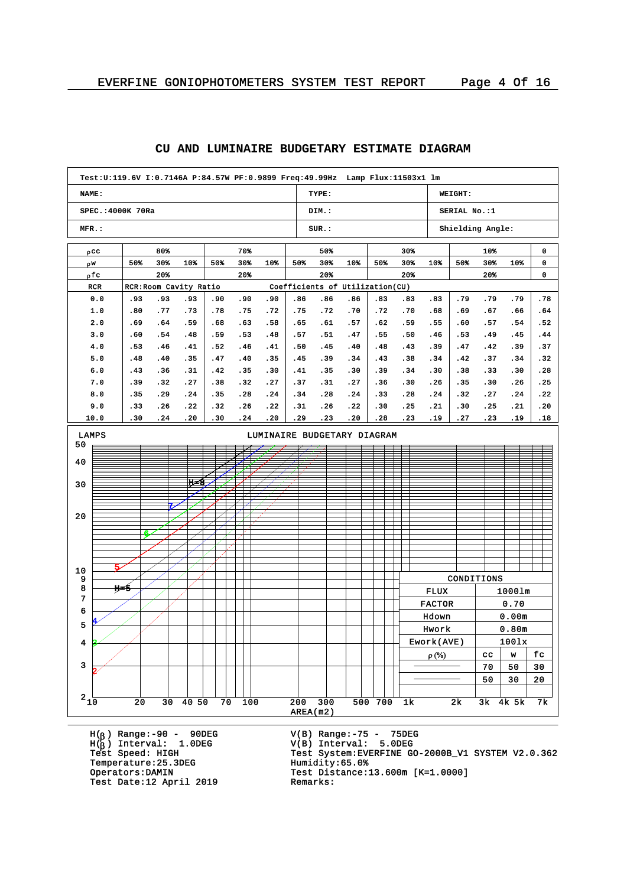# CU AND LUMINAIRE BUDGETARY ESTIMATE DIAGRAM

| Test:U:119.6V I:0.7146A P:84.57W PF:0.9899 Freq:49.99Hz Lamp Flux:11503x1 lm | | |
|---|---|---|
| NAME: | TYPE: | WEIGHT: |
| SPEC.:4000K 70Ra | DIM.: | SERIAL No.:1 |
| MFR.: | SUR.: | Shielding Angle: |

| ρcc | 80% | | | 70% | | | 50% | | | 30% | | | 10% | | | 0 |
|---|---|---|---|---|---|---|---|---|---|---|---|---|---|---|---|---|
| ρw | 50% | 30% | 10% | 50% | 30% | 10% | 50% | 30% | 10% | 50% | 30% | 10% | 50% | 30% | 10% | 0 |
| ρfc | 20% | | | 20% | | | 20% | | | 20% | | | 20% | | | 0 |
| RCR | RCR:Room Cavity Ratio | | | | | | Coefficients of Utilization(CU) | | | | | | | | | |
| 0.0 | .93 | .93 | .93 | .90 | .90 | .90 | .86 | .86 | .86 | .83 | .83 | .83 | .79 | .79 | .79 | .78 |
| 1.0 | .80 | .77 | .73 | .78 | .75 | .72 | .75 | .72 | .70 | .72 | .70 | .68 | .69 | .67 | .66 | .64 |
| 2.0 | .69 | .64 | .59 | .68 | .63 | .58 | .65 | .61 | .57 | .62 | .59 | .55 | .60 | .57 | .54 | .52 |
| 3.0 | .60 | .54 | .48 | .59 | .53 | .48 | .57 | .51 | .47 | .55 | .50 | .46 | .53 | .49 | .45 | .44 |
| 4.0 | .53 | .46 | .41 | .52 | .46 | .41 | .50 | .45 | .40 | .48 | .43 | .39 | .47 | .42 | .39 | .37 |
| 5.0 | .48 | .40 | .35 | .47 | .40 | .35 | .45 | .39 | .34 | .43 | .38 | .34 | .42 | .37 | .34 | .32 |
| 6.0 | .43 | .36 | .31 | .42 | .35 | .30 | .41 | .35 | .30 | .39 | .34 | .30 | .38 | .33 | .30 | .28 |
| 7.0 | .39 | .32 | .27 | .38 | .32 | .27 | .37 | .31 | .27 | .36 | .30 | .26 | .35 | .30 | .26 | .25 |
| 8.0 | .35 | .29 | .24 | .35 | .28 | .24 | .34 | .28 | .24 | .33 | .28 | .24 | .32 | .27 | .24 | .22 |
| 9.0 | .33 | .26 | .22 | .32 | .26 | .22 | .31 | .26 | .22 | .30 | .25 | .21 | .30 | .25 | .21 | .20 |
| 10.0 | .30 | .24 | .20 | .30 | .24 | .20 | .29 | .23 | .20 | .28 | .23 | .19 | .27 | .23 | .19 | .18 |

LUMINAIRE BUDGETARY DIAGRAM

LAMPS (axis: 2–50); AREA(m2) (axis: 10, 20, 30, 40 50, 70, 100, 200, 300, 500 700, 1k, 2k, 3k, 4k 5k, 7k)

Curve labels: H=5, 2, 3, 4, 5, 6, 7, H=8

| CONDITIONS | | | |
|---|---|---|---|
| FLUX | 1000lm | | |
| FACTOR | 0.70 | | |
| Hdown | 0.00m | | |
| Hwork | 0.80m | | |
| Ework(AVE) | 100lx | | |
| ρ(%) | cc | w | fc |
| ———— | 70 | 50 | 30 |
| ———— | 50 | 30 | 20 |

H(β) Range:-90 - 90DEG
H(β) Interval: 1.0DEG
Test Speed: HIGH
Temperature:25.3DEG
Operators:DAMIN
Test Date:12 April 2019

V(B) Range:-75 - 75DEG
V(B) Interval: 5.0DEG
Test System:EVERFINE GO-2000B_V1 SYSTEM V2.0.362
Humidity:65.0%
Test Distance:13.600m [K=1.0000]
Remarks: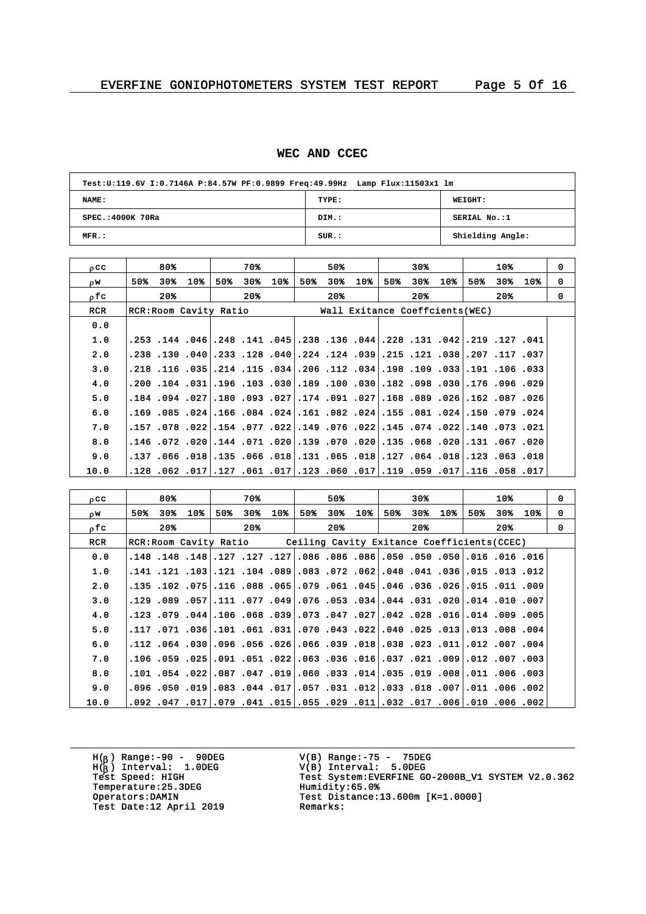## WEC AND CCEC

| Test:U:119.6V I:0.7146A P:84.57W PF:0.9899 Freq:49.99Hz Lamp Flux:11503x1 lm | | |
|---|---|---|
| NAME: | TYPE: | WEIGHT: |
| SPEC.:4000K 70Ra | DIM.: | SERIAL No.:1 |
| MFR.: | SUR.: | Shielding Angle: |

| ρcc | 80% | | | 70% | | | 50% | | | 30% | | | 10% | | | 0 |
|---|---|---|---|---|---|---|---|---|---|---|---|---|---|---|---|---|
| ρw | 50% | 30% | 10% | 50% | 30% | 10% | 50% | 30% | 10% | 50% | 30% | 10% | 50% | 30% | 10% | 0 |
| ρfc | 20% | | | 20% | | | 20% | | | 20% | | | 20% | | | 0 |
| RCR | RCR:Room Cavity Ratio | | | | | | Wall Exitance Coeffcients(WEC) | | | | | | | | | |
| 0.0 | | | | | | | | | | | | | | | | |
| 1.0 | .253 | .144 | .046 | .248 | .141 | .045 | .238 | .136 | .044 | .228 | .131 | .042 | .219 | .127 | .041 | |
| 2.0 | .238 | .130 | .040 | .233 | .128 | .040 | .224 | .124 | .039 | .215 | .121 | .038 | .207 | .117 | .037 | |
| 3.0 | .218 | .116 | .035 | .214 | .115 | .034 | .206 | .112 | .034 | .198 | .109 | .033 | .191 | .106 | .033 | |
| 4.0 | .200 | .104 | .031 | .196 | .103 | .030 | .189 | .100 | .030 | .182 | .098 | .030 | .176 | .096 | .029 | |
| 5.0 | .184 | .094 | .027 | .180 | .093 | .027 | .174 | .091 | .027 | .168 | .089 | .026 | .162 | .087 | .026 | |
| 6.0 | .169 | .085 | .024 | .166 | .084 | .024 | .161 | .082 | .024 | .155 | .081 | .024 | .150 | .079 | .024 | |
| 7.0 | .157 | .078 | .022 | .154 | .077 | .022 | .149 | .076 | .022 | .145 | .074 | .022 | .140 | .073 | .021 | |
| 8.0 | .146 | .072 | .020 | .144 | .071 | .020 | .139 | .070 | .020 | .135 | .068 | .020 | .131 | .067 | .020 | |
| 9.0 | .137 | .066 | .018 | .135 | .066 | .018 | .131 | .065 | .018 | .127 | .064 | .018 | .123 | .063 | .018 | |
| 10.0 | .128 | .062 | .017 | .127 | .061 | .017 | .123 | .060 | .017 | .119 | .059 | .017 | .116 | .058 | .017 | |

| ρcc | 80% | | | 70% | | | 50% | | | 30% | | | 10% | | | 0 |
|---|---|---|---|---|---|---|---|---|---|---|---|---|---|---|---|---|
| ρw | 50% | 30% | 10% | 50% | 30% | 10% | 50% | 30% | 10% | 50% | 30% | 10% | 50% | 30% | 10% | 0 |
| ρfc | 20% | | | 20% | | | 20% | | | 20% | | | 20% | | | 0 |
| RCR | RCR:Room Cavity Ratio | | | | | | Ceiling Cavity Exitance Coefficients(CCEC) | | | | | | | | | |
| 0.0 | .148 | .148 | .148 | .127 | .127 | .127 | .086 | .086 | .086 | .050 | .050 | .050 | .016 | .016 | .016 | |
| 1.0 | .141 | .121 | .103 | .121 | .104 | .089 | .083 | .072 | .062 | .048 | .041 | .036 | .015 | .013 | .012 | |
| 2.0 | .135 | .102 | .075 | .116 | .088 | .065 | .079 | .061 | .045 | .046 | .036 | .026 | .015 | .011 | .009 | |
| 3.0 | .129 | .089 | .057 | .111 | .077 | .049 | .076 | .053 | .034 | .044 | .031 | .020 | .014 | .010 | .007 | |
| 4.0 | .123 | .079 | .044 | .106 | .068 | .039 | .073 | .047 | .027 | .042 | .028 | .016 | .014 | .009 | .005 | |
| 5.0 | .117 | .071 | .036 | .101 | .061 | .031 | .070 | .043 | .022 | .040 | .025 | .013 | .013 | .008 | .004 | |
| 6.0 | .112 | .064 | .030 | .096 | .056 | .026 | .066 | .039 | .018 | .038 | .023 | .011 | .012 | .007 | .004 | |
| 7.0 | .106 | .059 | .025 | .091 | .051 | .022 | .063 | .036 | .016 | .037 | .021 | .009 | .012 | .007 | .003 | |
| 8.0 | .101 | .054 | .022 | .087 | .047 | .019 | .060 | .033 | .014 | .035 | .019 | .008 | .011 | .006 | .003 | |
| 9.0 | .096 | .050 | .019 | .083 | .044 | .017 | .057 | .031 | .012 | .033 | .018 | .007 | .011 | .006 | .002 | |
| 10.0 | .092 | .047 | .017 | .079 | .041 | .015 | .055 | .029 | .011 | .032 | .017 | .006 | .010 | .006 | .002 | |

H(β) Range:-90 - 90DEG
H(β) Interval: 1.0DEG
Test Speed: HIGH
Temperature:25.3DEG
Operators:DAMIN
Test Date:12 April 2019

V(B) Range:-75 - 75DEG
V(B) Interval: 5.0DEG
Test System:EVERFINE GO-2000B_V1 SYSTEM V2.0.362
Humidity:65.0%
Test Distance:13.600m [K=1.0000]
Remarks: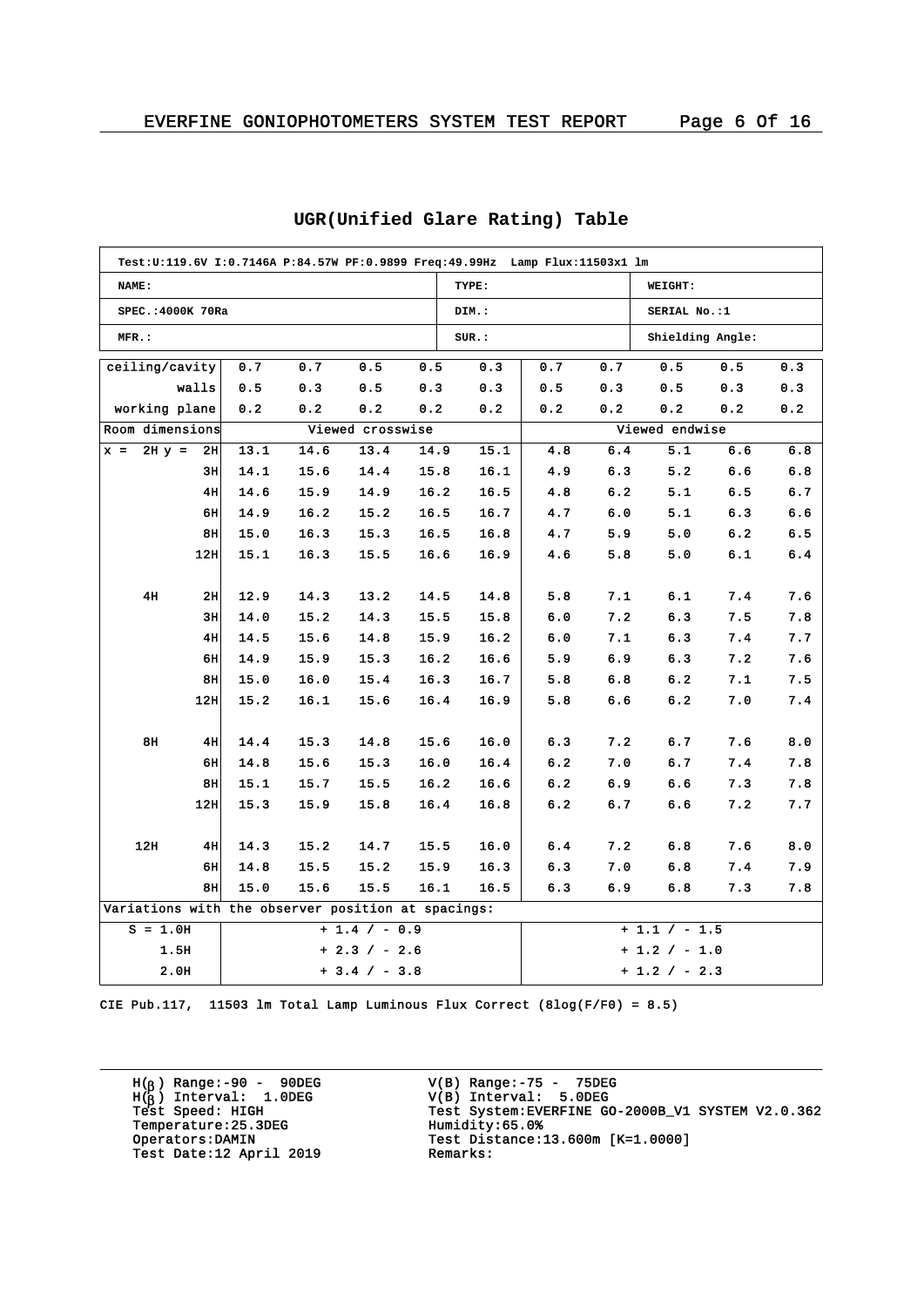# UGR(Unified Glare Rating) Table

| Test:U:119.6V I:0.7146A P:84.57W PF:0.9899 Freq:49.99Hz Lamp Flux:11503x1 lm | | | | | | | | | | |
|---|---|---|---|---|---|---|---|---|---|---|
| NAME: | | | | | TYPE: | | | WEIGHT: | | |
| SPEC.:4000K 70Ra | | | | | DIM.: | | | SERIAL No.:1 | | |
| MFR.: | | | | | SUR.: | | | Shielding Angle: | | |

| ceiling/cavity | 0.7 | 0.7 | 0.5 | 0.5 | 0.3 | 0.7 | 0.7 | 0.5 | 0.5 | 0.3 |
|---|---|---|---|---|---|---|---|---|---|---|
| walls | 0.5 | 0.3 | 0.5 | 0.3 | 0.3 | 0.5 | 0.3 | 0.5 | 0.3 | 0.3 |
| working plane | 0.2 | 0.2 | 0.2 | 0.2 | 0.2 | 0.2 | 0.2 | 0.2 | 0.2 | 0.2 |
| Room dimensions | Viewed crosswise | | | | | Viewed endwise | | | | |
| x = 2H y = 2H | 13.1 | 14.6 | 13.4 | 14.9 | 15.1 | 4.8 | 6.4 | 5.1 | 6.6 | 6.8 |
| 3H | 14.1 | 15.6 | 14.4 | 15.8 | 16.1 | 4.9 | 6.3 | 5.2 | 6.6 | 6.8 |
| 4H | 14.6 | 15.9 | 14.9 | 16.2 | 16.5 | 4.8 | 6.2 | 5.1 | 6.5 | 6.7 |
| 6H | 14.9 | 16.2 | 15.2 | 16.5 | 16.7 | 4.7 | 6.0 | 5.1 | 6.3 | 6.6 |
| 8H | 15.0 | 16.3 | 15.3 | 16.5 | 16.8 | 4.7 | 5.9 | 5.0 | 6.2 | 6.5 |
| 12H | 15.1 | 16.3 | 15.5 | 16.6 | 16.9 | 4.6 | 5.8 | 5.0 | 6.1 | 6.4 |
| 4H 2H | 12.9 | 14.3 | 13.2 | 14.5 | 14.8 | 5.8 | 7.1 | 6.1 | 7.4 | 7.6 |
| 3H | 14.0 | 15.2 | 14.3 | 15.5 | 15.8 | 6.0 | 7.2 | 6.3 | 7.5 | 7.8 |
| 4H | 14.5 | 15.6 | 14.8 | 15.9 | 16.2 | 6.0 | 7.1 | 6.3 | 7.4 | 7.7 |
| 6H | 14.9 | 15.9 | 15.3 | 16.2 | 16.6 | 5.9 | 6.9 | 6.3 | 7.2 | 7.6 |
| 8H | 15.0 | 16.0 | 15.4 | 16.3 | 16.7 | 5.8 | 6.8 | 6.2 | 7.1 | 7.5 |
| 12H | 15.2 | 16.1 | 15.6 | 16.4 | 16.9 | 5.8 | 6.6 | 6.2 | 7.0 | 7.4 |
| 8H 4H | 14.4 | 15.3 | 14.8 | 15.6 | 16.0 | 6.3 | 7.2 | 6.7 | 7.6 | 8.0 |
| 6H | 14.8 | 15.6 | 15.3 | 16.0 | 16.4 | 6.2 | 7.0 | 6.7 | 7.4 | 7.8 |
| 8H | 15.1 | 15.7 | 15.5 | 16.2 | 16.6 | 6.2 | 6.9 | 6.6 | 7.3 | 7.8 |
| 12H | 15.3 | 15.9 | 15.8 | 16.4 | 16.8 | 6.2 | 6.7 | 6.6 | 7.2 | 7.7 |
| 12H 4H | 14.3 | 15.2 | 14.7 | 15.5 | 16.0 | 6.4 | 7.2 | 6.8 | 7.6 | 8.0 |
| 6H | 14.8 | 15.5 | 15.2 | 15.9 | 16.3 | 6.3 | 7.0 | 6.8 | 7.4 | 7.9 |
| 8H | 15.0 | 15.6 | 15.5 | 16.1 | 16.5 | 6.3 | 6.9 | 6.8 | 7.3 | 7.8 |
| Variations with the observer position at spacings: | | | | | | | | | | |
| S = 1.0H | + 1.4 / - 0.9 | | | | | + 1.1 / - 1.5 | | | | |
| 1.5H | + 2.3 / - 2.6 | | | | | + 1.2 / - 1.0 | | | | |
| 2.0H | + 3.4 / - 3.8 | | | | | + 1.2 / - 2.3 | | | | |

CIE Pub.117, 11503 lm Total Lamp Luminous Flux Correct (8log(F/F0) = 8.5)

H(β) Range:-90 - 90DEG
H(β) Interval: 1.0DEG
Test Speed: HIGH
Temperature:25.3DEG
Operators:DAMIN
Test Date:12 April 2019

V(B) Range:-75 - 75DEG
V(B) Interval: 5.0DEG
Test System:EVERFINE GO-2000B_V1 SYSTEM V2.0.362
Humidity:65.0%
Test Distance:13.600m [K=1.0000]
Remarks: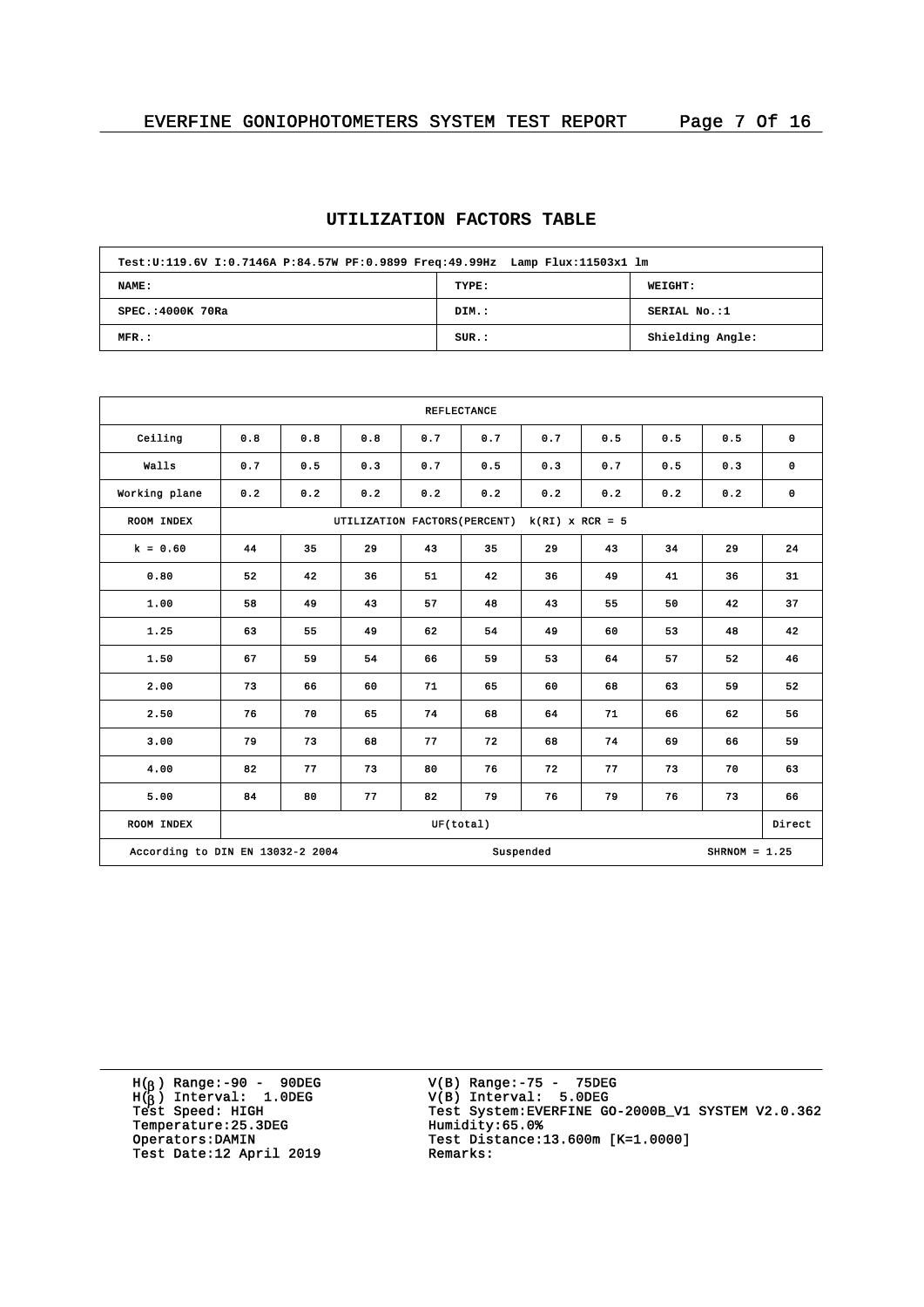## UTILIZATION FACTORS TABLE

| Test:U:119.6V I:0.7146A P:84.57W PF:0.9899 Freq:49.99Hz Lamp Flux:11503x1 lm | | |
|---|---|---|
| NAME: | TYPE: | WEIGHT: |
| SPEC.:4000K 70Ra | DIM.: | SERIAL No.:1 |
| MFR.: | SUR.: | Shielding Angle: |

| REFLECTANCE | | | | | | | | | | |
|---|---|---|---|---|---|---|---|---|---|---|
| Ceiling | 0.8 | 0.8 | 0.8 | 0.7 | 0.7 | 0.7 | 0.5 | 0.5 | 0.5 | 0 |
| Walls | 0.7 | 0.5 | 0.3 | 0.7 | 0.5 | 0.3 | 0.7 | 0.5 | 0.3 | 0 |
| Working plane | 0.2 | 0.2 | 0.2 | 0.2 | 0.2 | 0.2 | 0.2 | 0.2 | 0.2 | 0 |
| ROOM INDEX | UTILIZATION FACTORS(PERCENT) k(RI) x RCR = 5 | | | | | | | | | |
| k = 0.60 | 44 | 35 | 29 | 43 | 35 | 29 | 43 | 34 | 29 | 24 |
| 0.80 | 52 | 42 | 36 | 51 | 42 | 36 | 49 | 41 | 36 | 31 |
| 1.00 | 58 | 49 | 43 | 57 | 48 | 43 | 55 | 50 | 42 | 37 |
| 1.25 | 63 | 55 | 49 | 62 | 54 | 49 | 60 | 53 | 48 | 42 |
| 1.50 | 67 | 59 | 54 | 66 | 59 | 53 | 64 | 57 | 52 | 46 |
| 2.00 | 73 | 66 | 60 | 71 | 65 | 60 | 68 | 63 | 59 | 52 |
| 2.50 | 76 | 70 | 65 | 74 | 68 | 64 | 71 | 66 | 62 | 56 |
| 3.00 | 79 | 73 | 68 | 77 | 72 | 68 | 74 | 69 | 66 | 59 |
| 4.00 | 82 | 77 | 73 | 80 | 76 | 72 | 77 | 73 | 70 | 63 |
| 5.00 | 84 | 80 | 77 | 82 | 79 | 76 | 79 | 76 | 73 | 66 |
| ROOM INDEX | UF(total) | | | | | | | | | Direct |
| According to DIN EN 13032-2 2004 | | | | Suspended | | | | SHRNOM = 1.25 | | |

H(β) Range:-90 - 90DEG
H(β) Interval: 1.0DEG
Test Speed: HIGH
Temperature:25.3DEG
Operators:DAMIN
Test Date:12 April 2019

V(B) Range:-75 - 75DEG
V(B) Interval: 5.0DEG
Test System:EVERFINE GO-2000B_V1 SYSTEM V2.0.362
Humidity:65.0%
Test Distance:13.600m [K=1.0000]
Remarks: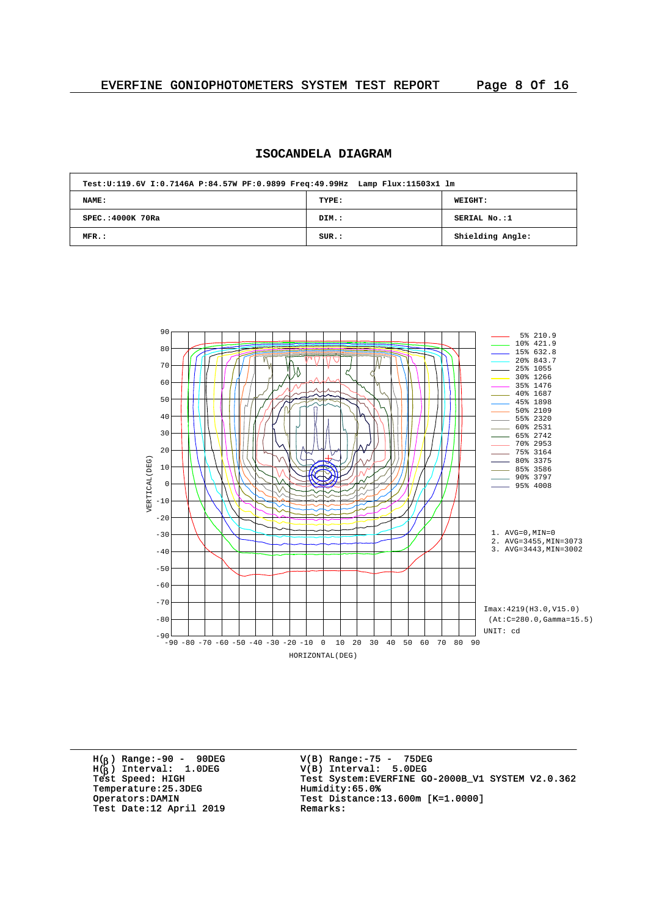EVERFINE GONIOPHOTOMETERS SYSTEM TEST REPORT

## ISOCANDELA DIAGRAM

| Test:U:119.6V I:0.7146A P:84.57W PF:0.9899 Freq:49.99Hz Lamp Flux:11503x1 lm | | |
|---|---|---|
| NAME: | TYPE: | WEIGHT: |
| SPEC.:4000K 70Ra | DIM.: | SERIAL No.:1 |
| MFR.: | SUR.: | Shielding Angle: |

| % | cd |
|---|---|
| 5% | 210.9 |
| 10% | 421.9 |
| 15% | 632.8 |
| 20% | 843.7 |
| 25% | 1055 |
| 30% | 1266 |
| 35% | 1476 |
| 40% | 1687 |
| 45% | 1898 |
| 50% | 2109 |
| 55% | 2320 |
| 60% | 2531 |
| 65% | 2742 |
| 70% | 2953 |
| 75% | 3164 |
| 80% | 3375 |
| 85% | 3586 |
| 90% | 3797 |
| 95% | 4008 |

1. AVG=0,MIN=0
2. AVG=3455,MIN=3073
3. AVG=3443,MIN=3002

Imax:4219(H3.0,V15.0)
(At:C=280.0,Gamma=15.5)
UNIT: cd

VERTICAL(DEG) / HORIZONTAL(DEG)

H(β) Range:-90 - 90DEG
H(β) Interval: 1.0DEG
Test Speed: HIGH
Temperature:25.3DEG
Operators:DAMIN
Test Date:12 April 2019

V(B) Range:-75 - 75DEG
V(B) Interval: 5.0DEG
Test System:EVERFINE GO-2000B_V1 SYSTEM V2.0.362
Humidity:65.0%
Test Distance:13.600m [K=1.0000]
Remarks: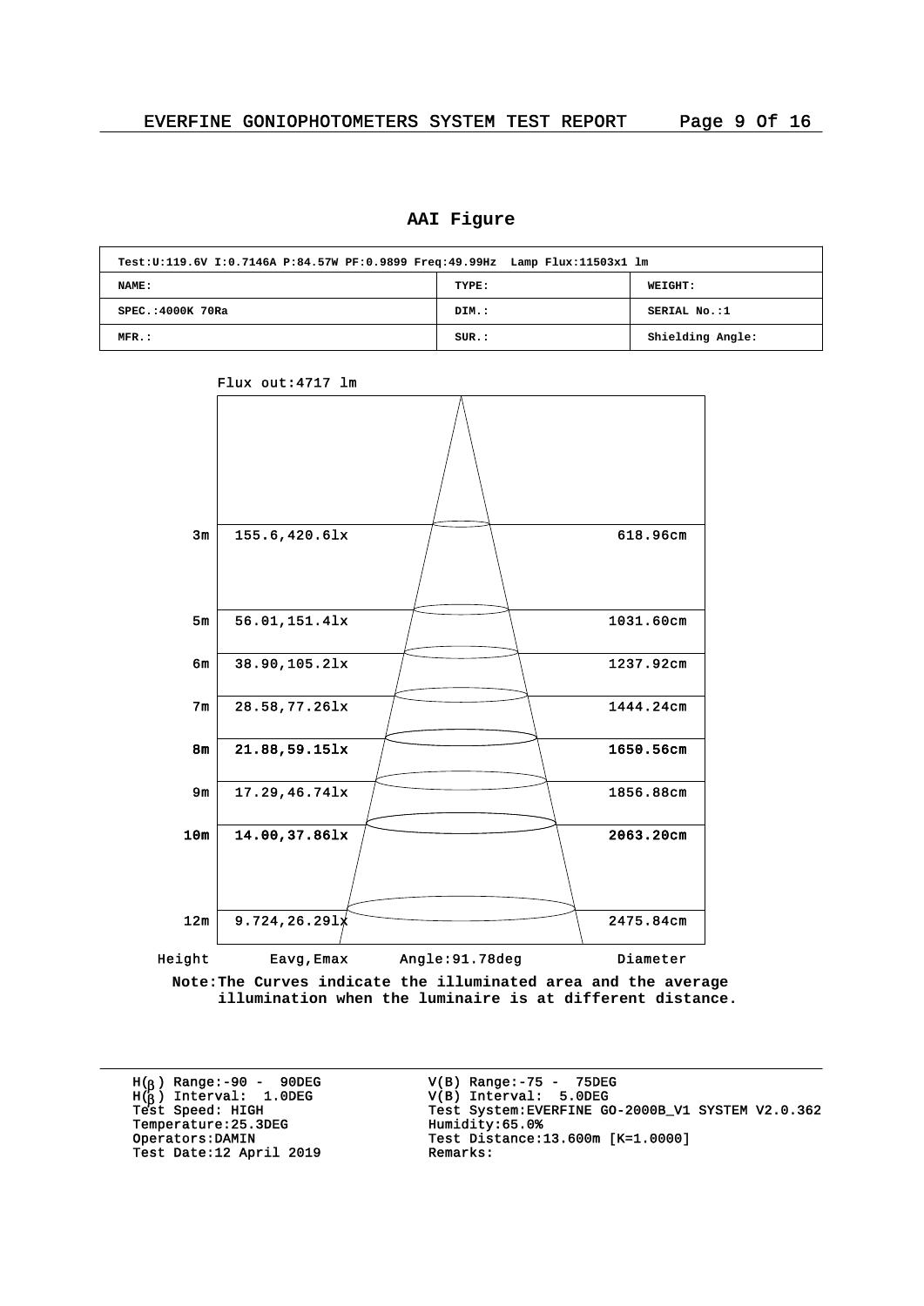## AAI Figure

| Test:U:119.6V I:0.7146A P:84.57W PF:0.9899 Freq:49.99Hz Lamp Flux:11503x1 lm | | |
|---|---|---|
| NAME: | TYPE: | WEIGHT: |
| SPEC.:4000K 70Ra | DIM.: | SERIAL No.:1 |
| MFR.: | SUR.: | Shielding Angle: |

Flux out:4717 lm

| Height | Eavg,Emax | Diameter |
|---|---|---|
| 3m | 155.6,420.6lx | 618.96cm |
| 5m | 56.01,151.4lx | 1031.60cm |
| 6m | 38.90,105.2lx | 1237.92cm |
| 7m | 28.58,77.26lx | 1444.24cm |
| 8m | 21.88,59.15lx | 1650.56cm |
| 9m | 17.29,46.74lx | 1856.88cm |
| 10m | 14.00,37.86lx | 2063.20cm |
| 12m | 9.724,26.29lx | 2475.84cm |

Angle:91.78deg

**Note:The Curves indicate the illuminated area and the average illumination when the luminaire is at different distance.**

H(β) Range:-90 - 90DEG
H(β) Interval: 1.0DEG
Test Speed: HIGH
Temperature:25.3DEG
Operators:DAMIN
Test Date:12 April 2019

V(B) Range:-75 - 75DEG
V(B) Interval: 5.0DEG
Test System:EVERFINE GO-2000B_V1 SYSTEM V2.0.362
Humidity:65.0%
Test Distance:13.600m [K=1.0000]
Remarks: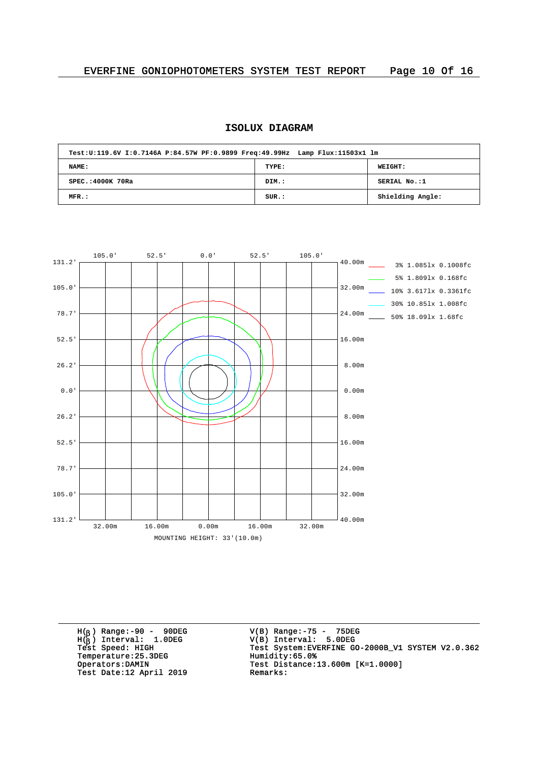## ISOLUX DIAGRAM

| Test:U:119.6V I:0.7146A P:84.57W PF:0.9899 Freq:49.99Hz Lamp Flux:11503x1 lm | | |
|---|---|---|
| NAME: | TYPE: | WEIGHT: |
| SPEC.:4000K 70Ra | DIM.: | SERIAL No.:1 |
| MFR.: | SUR.: | Shielding Angle: |

105.0' 52.5' 0.0' 52.5' 105.0'

131.2' 105.0' 78.7' 52.5' 26.2' 0.0' 26.2' 52.5' 78.7' 105.0' 131.2'

40.00m 32.00m 24.00m 16.00m 8.00m 0.00m 8.00m 16.00m 24.00m 32.00m 40.00m

3% 1.085lx 0.1008fc
5% 1.809lx 0.168fc
10% 3.617lx 0.3361fc
30% 10.85lx 1.008fc
50% 18.09lx 1.68fc

32.00m 16.00m 0.00m 16.00m 32.00m

MOUNTING HEIGHT: 33'(10.0m)

H(β) Range:-90 - 90DEG
H(β) Interval: 1.0DEG
Test Speed: HIGH
Temperature:25.3DEG
Operators:DAMIN
Test Date:12 April 2019

V(B) Range:-75 - 75DEG
V(B) Interval: 5.0DEG
Test System:EVERFINE GO-2000B_V1 SYSTEM V2.0.362
Humidity:65.0%
Test Distance:13.600m [K=1.0000]
Remarks: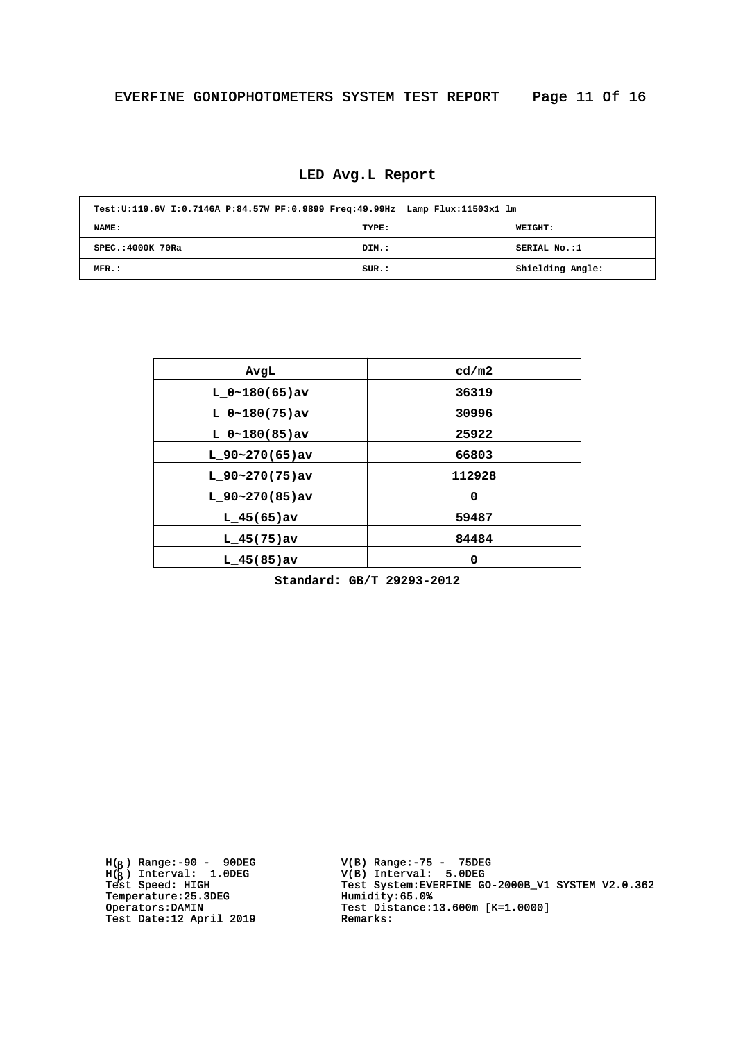# LED Avg.L Report

| Test:U:119.6V I:0.7146A P:84.57W PF:0.9899 Freq:49.99Hz  Lamp Flux:11503x1 lm | | |
|---|---|---|
| NAME: | TYPE: | WEIGHT: |
| SPEC.:4000K 70Ra | DIM.: | SERIAL No.:1 |
| MFR.: | SUR.: | Shielding Angle: |

| AvgL | cd/m2 |
|---|---|
| L_0~180(65)av | 36319 |
| L_0~180(75)av | 30996 |
| L_0~180(85)av | 25922 |
| L_90~270(65)av | 66803 |
| L_90~270(75)av | 112928 |
| L_90~270(85)av | 0 |
| L_45(65)av | 59487 |
| L_45(75)av | 84484 |
| L_45(85)av | 0 |

**Standard: GB/T 29293-2012**

H(β) Range:-90 - 90DEG
H(β) Interval: 1.0DEG
Test Speed: HIGH
Temperature:25.3DEG
Operators:DAMIN
Test Date:12 April 2019

V(B) Range:-75 - 75DEG
V(B) Interval: 5.0DEG
Test System:EVERFINE GO-2000B_V1 SYSTEM V2.0.362
Humidity:65.0%
Test Distance:13.600m [K=1.0000]
Remarks: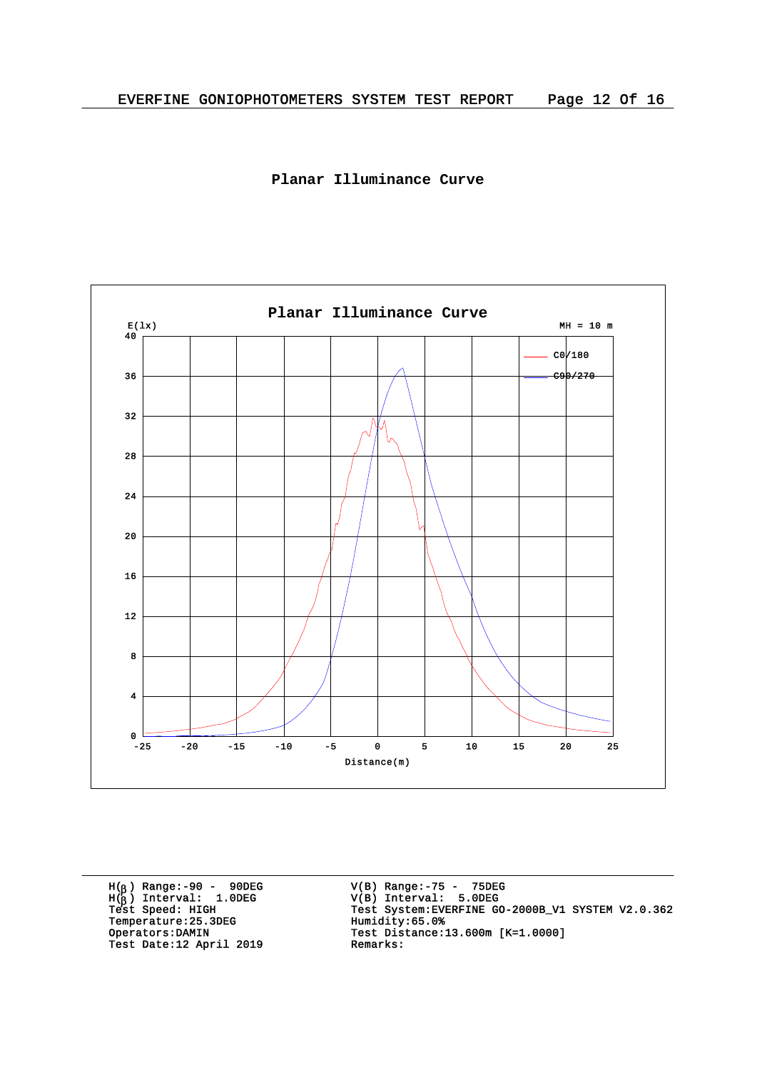## Planar Illuminance Curve

Planar Illuminance Curve

E(lx)

MH = 10 m

C0/180

C90/270

Distance(m)

| | | | |
|---|---|---|---|
| H(β) Range:-90 - 90DEG | | V(B) Range:-75 - 75DEG | |
| H(β) Interval: 1.0DEG | | V(B) Interval: 5.0DEG | |
| Test Speed: HIGH | | Test System:EVERFINE GO-2000B_V1 SYSTEM V2.0.362 | |
| Temperature:25.3DEG | | Humidity:65.0% | |
| Operators:DAMIN | | Test Distance:13.600m [K=1.0000] | |
| Test Date:12 April 2019 | | Remarks: | |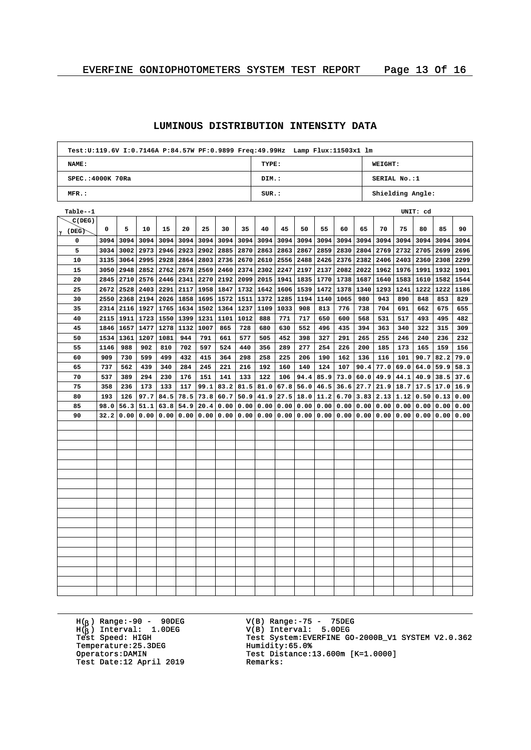## LUMINOUS DISTRIBUTION INTENSITY DATA

| Test:U:119.6V I:0.7146A P:84.57W PF:0.9899 Freq:49.99Hz Lamp Flux:11503x1 lm | | |
|---|---|---|
| NAME: | TYPE: | WEIGHT: |
| SPEC.:4000K 70Ra | DIM.: | SERIAL No.:1 |
| MFR.: | SUR.: | Shielding Angle: |

Table--1 UNIT: cd

| γ (DEG) \ C(DEG) | 0 | 5 | 10 | 15 | 20 | 25 | 30 | 35 | 40 | 45 | 50 | 55 | 60 | 65 | 70 | 75 | 80 | 85 | 90 |
|---|---|---|---|---|---|---|---|---|---|---|---|---|---|---|---|---|---|---|---|
| 0 | 3094 | 3094 | 3094 | 3094 | 3094 | 3094 | 3094 | 3094 | 3094 | 3094 | 3094 | 3094 | 3094 | 3094 | 3094 | 3094 | 3094 | 3094 | 3094 |
| 5 | 3034 | 3002 | 2973 | 2946 | 2923 | 2902 | 2885 | 2870 | 2863 | 2863 | 2867 | 2859 | 2830 | 2804 | 2769 | 2732 | 2705 | 2699 | 2696 |
| 10 | 3135 | 3064 | 2995 | 2928 | 2864 | 2803 | 2736 | 2670 | 2610 | 2556 | 2488 | 2426 | 2376 | 2382 | 2406 | 2403 | 2360 | 2308 | 2299 |
| 15 | 3050 | 2948 | 2852 | 2762 | 2678 | 2569 | 2460 | 2374 | 2302 | 2247 | 2197 | 2137 | 2082 | 2022 | 1962 | 1976 | 1991 | 1932 | 1901 |
| 20 | 2845 | 2710 | 2576 | 2446 | 2341 | 2270 | 2192 | 2099 | 2015 | 1941 | 1835 | 1770 | 1738 | 1687 | 1640 | 1583 | 1610 | 1582 | 1544 |
| 25 | 2672 | 2528 | 2403 | 2291 | 2117 | 1958 | 1847 | 1732 | 1642 | 1606 | 1539 | 1472 | 1378 | 1340 | 1293 | 1241 | 1222 | 1222 | 1186 |
| 30 | 2550 | 2368 | 2194 | 2026 | 1858 | 1695 | 1572 | 1511 | 1372 | 1285 | 1194 | 1140 | 1065 | 980 | 943 | 890 | 848 | 853 | 829 |
| 35 | 2314 | 2116 | 1927 | 1765 | 1634 | 1502 | 1364 | 1237 | 1109 | 1033 | 908 | 813 | 776 | 738 | 704 | 691 | 662 | 675 | 655 |
| 40 | 2115 | 1911 | 1723 | 1550 | 1399 | 1231 | 1101 | 1012 | 888 | 771 | 717 | 650 | 600 | 568 | 531 | 517 | 493 | 495 | 482 |
| 45 | 1846 | 1657 | 1477 | 1278 | 1132 | 1007 | 865 | 728 | 680 | 630 | 552 | 496 | 435 | 394 | 363 | 340 | 322 | 315 | 309 |
| 50 | 1534 | 1361 | 1207 | 1081 | 944 | 791 | 661 | 577 | 505 | 452 | 398 | 327 | 291 | 265 | 255 | 246 | 240 | 236 | 232 |
| 55 | 1146 | 988 | 902 | 810 | 702 | 597 | 524 | 440 | 356 | 289 | 277 | 254 | 226 | 200 | 185 | 173 | 165 | 159 | 156 |
| 60 | 909 | 730 | 599 | 499 | 432 | 415 | 364 | 298 | 258 | 225 | 206 | 190 | 162 | 136 | 116 | 101 | 90.7 | 82.2 | 79.0 |
| 65 | 737 | 562 | 439 | 340 | 284 | 245 | 221 | 216 | 192 | 160 | 140 | 124 | 107 | 90.4 | 77.0 | 69.0 | 64.0 | 59.9 | 58.3 |
| 70 | 537 | 389 | 294 | 230 | 176 | 151 | 141 | 133 | 122 | 106 | 94.4 | 85.9 | 73.0 | 60.0 | 49.9 | 44.1 | 40.9 | 38.5 | 37.6 |
| 75 | 358 | 236 | 173 | 133 | 117 | 99.1 | 83.2 | 81.5 | 81.0 | 67.8 | 56.0 | 46.5 | 36.6 | 27.7 | 21.9 | 18.7 | 17.5 | 17.0 | 16.9 |
| 80 | 193 | 126 | 97.7 | 84.5 | 78.5 | 73.8 | 60.7 | 50.9 | 41.9 | 27.5 | 18.0 | 11.2 | 6.70 | 3.83 | 2.13 | 1.12 | 0.50 | 0.13 | 0.00 |
| 85 | 98.0 | 56.3 | 51.1 | 63.8 | 54.9 | 20.4 | 0.00 | 0.00 | 0.00 | 0.00 | 0.00 | 0.00 | 0.00 | 0.00 | 0.00 | 0.00 | 0.00 | 0.00 | 0.00 |
| 90 | 32.2 | 0.00 | 0.00 | 0.00 | 0.00 | 0.00 | 0.00 | 0.00 | 0.00 | 0.00 | 0.00 | 0.00 | 0.00 | 0.00 | 0.00 | 0.00 | 0.00 | 0.00 | 0.00 |

H(β) Range:-90 - 90DEG
H(β) Interval: 1.0DEG
Test Speed: HIGH
Temperature:25.3DEG
Operators:DAMIN
Test Date:12 April 2019

V(B) Range:-75 - 75DEG
V(B) Interval: 5.0DEG
Test System:EVERFINE GO-2000B_V1 SYSTEM V2.0.362
Humidity:65.0%
Test Distance:13.600m [K=1.0000]
Remarks: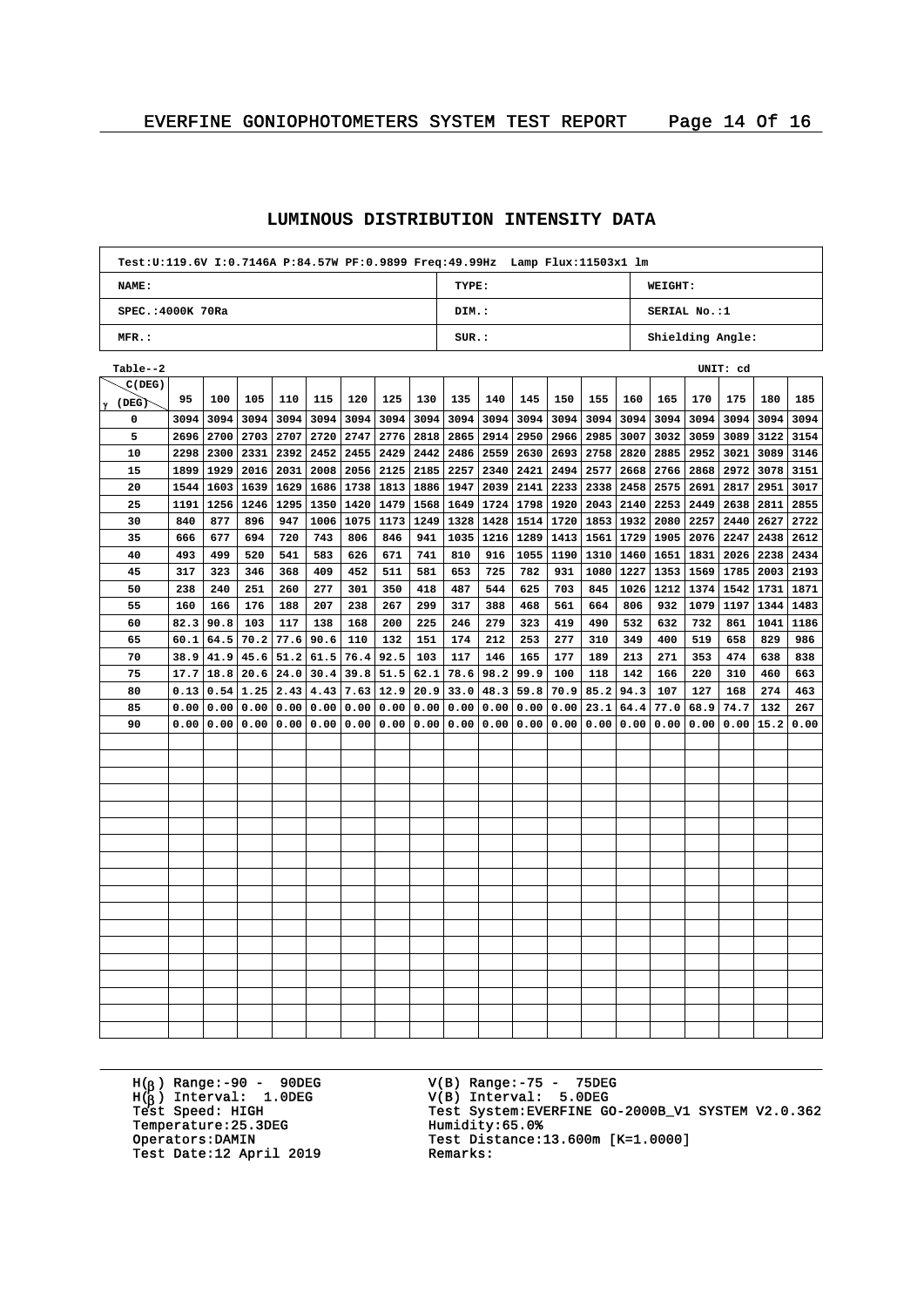## LUMINOUS DISTRIBUTION INTENSITY DATA

| Test:U:119.6V I:0.7146A P:84.57W PF:0.9899 Freq:49.99Hz Lamp Flux:11503x1 lm | | |
|---|---|---|
| NAME: | TYPE: | WEIGHT: |
| SPEC.:4000K 70Ra | DIM.: | SERIAL No.:1 |
| MFR.: | SUR.: | Shielding Angle: |

Table--2 UNIT: cd

| γ (DEG) \ C(DEG) | 95 | 100 | 105 | 110 | 115 | 120 | 125 | 130 | 135 | 140 | 145 | 150 | 155 | 160 | 165 | 170 | 175 | 180 | 185 |
|---|---|---|---|---|---|---|---|---|---|---|---|---|---|---|---|---|---|---|---|
| 0 | 3094 | 3094 | 3094 | 3094 | 3094 | 3094 | 3094 | 3094 | 3094 | 3094 | 3094 | 3094 | 3094 | 3094 | 3094 | 3094 | 3094 | 3094 | 3094 |
| 5 | 2696 | 2700 | 2703 | 2707 | 2720 | 2747 | 2776 | 2818 | 2865 | 2914 | 2950 | 2966 | 2985 | 3007 | 3032 | 3059 | 3089 | 3122 | 3154 |
| 10 | 2298 | 2300 | 2331 | 2392 | 2452 | 2455 | 2429 | 2442 | 2486 | 2559 | 2630 | 2693 | 2758 | 2820 | 2885 | 2952 | 3021 | 3089 | 3146 |
| 15 | 1899 | 1929 | 2016 | 2031 | 2008 | 2056 | 2125 | 2185 | 2257 | 2340 | 2421 | 2494 | 2577 | 2668 | 2766 | 2868 | 2972 | 3078 | 3151 |
| 20 | 1544 | 1603 | 1639 | 1629 | 1686 | 1738 | 1813 | 1886 | 1947 | 2039 | 2141 | 2233 | 2338 | 2458 | 2575 | 2691 | 2817 | 2951 | 3017 |
| 25 | 1191 | 1256 | 1246 | 1295 | 1350 | 1420 | 1479 | 1568 | 1649 | 1724 | 1798 | 1920 | 2043 | 2140 | 2253 | 2449 | 2638 | 2811 | 2855 |
| 30 | 840 | 877 | 896 | 947 | 1006 | 1075 | 1173 | 1249 | 1328 | 1428 | 1514 | 1720 | 1853 | 1932 | 2080 | 2257 | 2440 | 2627 | 2722 |
| 35 | 666 | 677 | 694 | 720 | 743 | 806 | 846 | 941 | 1035 | 1216 | 1289 | 1413 | 1561 | 1729 | 1905 | 2076 | 2247 | 2438 | 2612 |
| 40 | 493 | 499 | 520 | 541 | 583 | 626 | 671 | 741 | 810 | 916 | 1055 | 1190 | 1310 | 1460 | 1651 | 1831 | 2026 | 2238 | 2434 |
| 45 | 317 | 323 | 346 | 368 | 409 | 452 | 511 | 581 | 653 | 725 | 782 | 931 | 1080 | 1227 | 1353 | 1569 | 1785 | 2003 | 2193 |
| 50 | 238 | 240 | 251 | 260 | 277 | 301 | 350 | 418 | 487 | 544 | 625 | 703 | 845 | 1026 | 1212 | 1374 | 1542 | 1731 | 1871 |
| 55 | 160 | 166 | 176 | 188 | 207 | 238 | 267 | 299 | 317 | 388 | 468 | 561 | 664 | 806 | 932 | 1079 | 1197 | 1344 | 1483 |
| 60 | 82.3 | 90.8 | 103 | 117 | 138 | 168 | 200 | 225 | 246 | 279 | 323 | 419 | 490 | 532 | 632 | 732 | 861 | 1041 | 1186 |
| 65 | 60.1 | 64.5 | 70.2 | 77.6 | 90.6 | 110 | 132 | 151 | 174 | 212 | 253 | 277 | 310 | 349 | 400 | 519 | 658 | 829 | 986 |
| 70 | 38.9 | 41.9 | 45.6 | 51.2 | 61.5 | 76.4 | 92.5 | 103 | 117 | 146 | 165 | 177 | 189 | 213 | 271 | 353 | 474 | 638 | 838 |
| 75 | 17.7 | 18.8 | 20.6 | 24.0 | 30.4 | 39.8 | 51.5 | 62.1 | 78.6 | 98.2 | 99.9 | 100 | 118 | 142 | 166 | 220 | 310 | 460 | 663 |
| 80 | 0.13 | 0.54 | 1.25 | 2.43 | 4.43 | 7.63 | 12.9 | 20.9 | 33.0 | 48.3 | 59.8 | 70.9 | 85.2 | 94.3 | 107 | 127 | 168 | 274 | 463 |
| 85 | 0.00 | 0.00 | 0.00 | 0.00 | 0.00 | 0.00 | 0.00 | 0.00 | 0.00 | 0.00 | 0.00 | 0.00 | 23.1 | 64.4 | 77.0 | 68.9 | 74.7 | 132 | 267 |
| 90 | 0.00 | 0.00 | 0.00 | 0.00 | 0.00 | 0.00 | 0.00 | 0.00 | 0.00 | 0.00 | 0.00 | 0.00 | 0.00 | 0.00 | 0.00 | 0.00 | 0.00 | 15.2 | 0.00 |

H(β) Range:-90 - 90DEG
H(β) Interval: 1.0DEG
Test Speed: HIGH
Temperature:25.3DEG
Operators:DAMIN
Test Date:12 April 2019

V(B) Range:-75 - 75DEG
V(B) Interval: 5.0DEG
Test System:EVERFINE GO-2000B_V1 SYSTEM V2.0.362
Humidity:65.0%
Test Distance:13.600m [K=1.0000]
Remarks: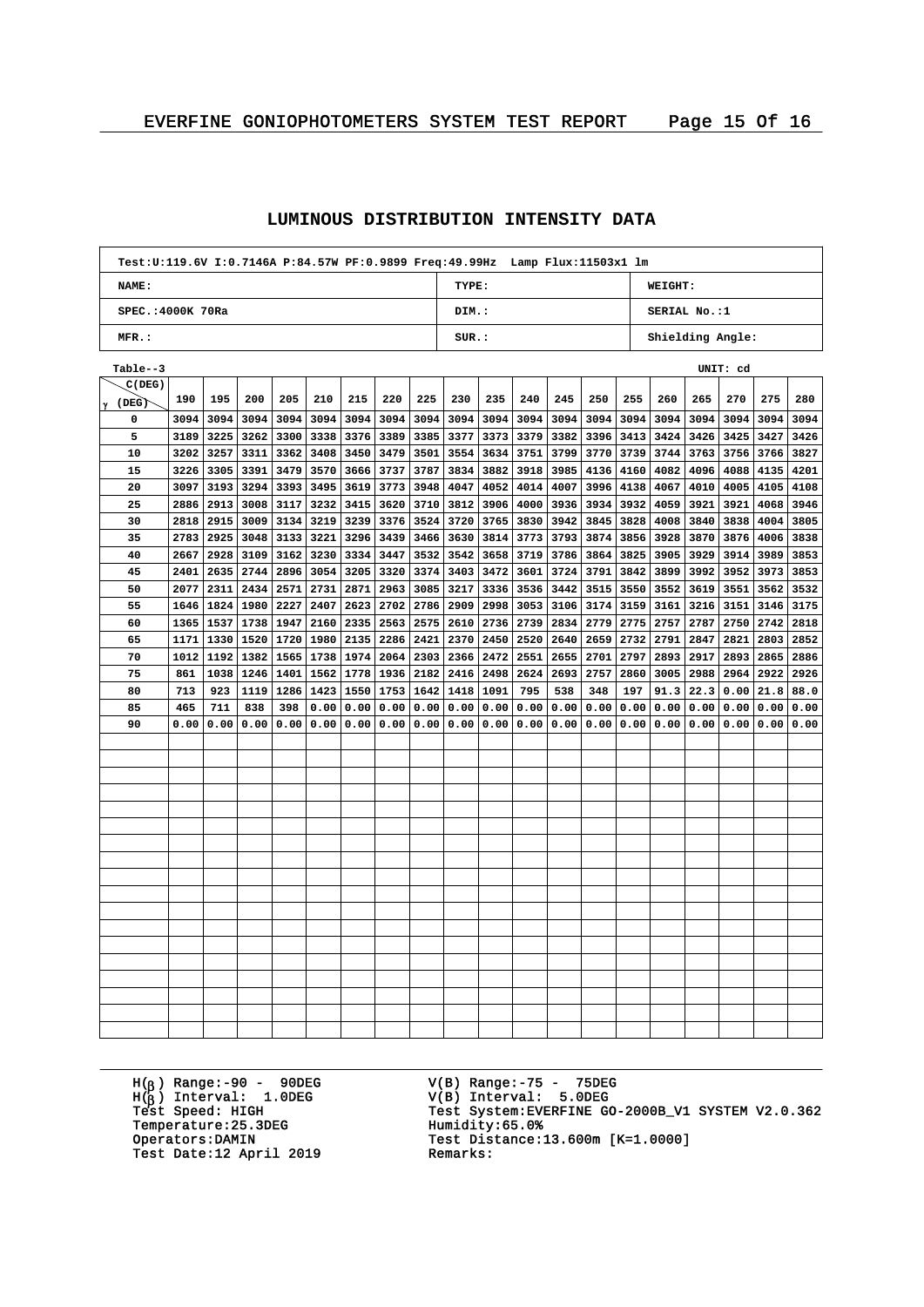## LUMINOUS DISTRIBUTION INTENSITY DATA

| Test:U:119.6V I:0.7146A P:84.57W PF:0.9899 Freq:49.99Hz Lamp Flux:11503x1 lm | | |
|---|---|---|
| NAME: | TYPE: | WEIGHT: |
| SPEC.:4000K 70Ra | DIM.: | SERIAL No.:1 |
| MFR.: | SUR.: | Shielding Angle: |

Table--3 UNIT: cd

| γ (DEG) \ C(DEG) | 190 | 195 | 200 | 205 | 210 | 215 | 220 | 225 | 230 | 235 | 240 | 245 | 250 | 255 | 260 | 265 | 270 | 275 | 280 |
|---|---|---|---|---|---|---|---|---|---|---|---|---|---|---|---|---|---|---|---|
| 0 | 3094 | 3094 | 3094 | 3094 | 3094 | 3094 | 3094 | 3094 | 3094 | 3094 | 3094 | 3094 | 3094 | 3094 | 3094 | 3094 | 3094 | 3094 | 3094 |
| 5 | 3189 | 3225 | 3262 | 3300 | 3338 | 3376 | 3389 | 3385 | 3377 | 3373 | 3379 | 3382 | 3396 | 3413 | 3424 | 3426 | 3425 | 3427 | 3426 |
| 10 | 3202 | 3257 | 3311 | 3362 | 3408 | 3450 | 3479 | 3501 | 3554 | 3634 | 3751 | 3799 | 3770 | 3739 | 3744 | 3763 | 3756 | 3766 | 3827 |
| 15 | 3226 | 3305 | 3391 | 3479 | 3570 | 3666 | 3737 | 3787 | 3834 | 3882 | 3918 | 3985 | 4136 | 4160 | 4082 | 4096 | 4088 | 4135 | 4201 |
| 20 | 3097 | 3193 | 3294 | 3393 | 3495 | 3619 | 3773 | 3948 | 4047 | 4052 | 4014 | 4007 | 3996 | 4138 | 4067 | 4010 | 4005 | 4105 | 4108 |
| 25 | 2886 | 2913 | 3008 | 3117 | 3232 | 3415 | 3620 | 3710 | 3812 | 3906 | 4000 | 3936 | 3934 | 3932 | 4059 | 3921 | 3921 | 4068 | 3946 |
| 30 | 2818 | 2915 | 3009 | 3134 | 3219 | 3239 | 3376 | 3524 | 3720 | 3765 | 3830 | 3942 | 3845 | 3828 | 4008 | 3840 | 3838 | 4004 | 3805 |
| 35 | 2783 | 2925 | 3048 | 3133 | 3221 | 3296 | 3439 | 3466 | 3630 | 3814 | 3773 | 3793 | 3874 | 3856 | 3928 | 3870 | 3876 | 4006 | 3838 |
| 40 | 2667 | 2928 | 3109 | 3162 | 3230 | 3334 | 3447 | 3532 | 3542 | 3658 | 3719 | 3786 | 3864 | 3825 | 3905 | 3929 | 3914 | 3989 | 3853 |
| 45 | 2401 | 2635 | 2744 | 2896 | 3054 | 3205 | 3320 | 3374 | 3403 | 3472 | 3601 | 3724 | 3791 | 3842 | 3899 | 3992 | 3952 | 3973 | 3853 |
| 50 | 2077 | 2311 | 2434 | 2571 | 2731 | 2871 | 2963 | 3085 | 3217 | 3336 | 3536 | 3442 | 3515 | 3550 | 3552 | 3619 | 3551 | 3562 | 3532 |
| 55 | 1646 | 1824 | 1980 | 2227 | 2407 | 2623 | 2702 | 2786 | 2909 | 2998 | 3053 | 3106 | 3174 | 3159 | 3161 | 3216 | 3151 | 3146 | 3175 |
| 60 | 1365 | 1537 | 1738 | 1947 | 2160 | 2335 | 2563 | 2575 | 2610 | 2736 | 2739 | 2834 | 2779 | 2775 | 2757 | 2787 | 2750 | 2742 | 2818 |
| 65 | 1171 | 1330 | 1520 | 1720 | 1980 | 2135 | 2286 | 2421 | 2370 | 2450 | 2520 | 2640 | 2659 | 2732 | 2791 | 2847 | 2821 | 2803 | 2852 |
| 70 | 1012 | 1192 | 1382 | 1565 | 1738 | 1974 | 2064 | 2303 | 2366 | 2472 | 2551 | 2655 | 2701 | 2797 | 2893 | 2917 | 2893 | 2865 | 2886 |
| 75 | 861 | 1038 | 1246 | 1401 | 1562 | 1778 | 1936 | 2182 | 2416 | 2498 | 2624 | 2693 | 2757 | 2860 | 3005 | 2988 | 2964 | 2922 | 2926 |
| 80 | 713 | 923 | 1119 | 1286 | 1423 | 1550 | 1753 | 1642 | 1418 | 1091 | 795 | 538 | 348 | 197 | 91.3 | 22.3 | 0.00 | 21.8 | 88.0 |
| 85 | 465 | 711 | 838 | 398 | 0.00 | 0.00 | 0.00 | 0.00 | 0.00 | 0.00 | 0.00 | 0.00 | 0.00 | 0.00 | 0.00 | 0.00 | 0.00 | 0.00 | 0.00 |
| 90 | 0.00 | 0.00 | 0.00 | 0.00 | 0.00 | 0.00 | 0.00 | 0.00 | 0.00 | 0.00 | 0.00 | 0.00 | 0.00 | 0.00 | 0.00 | 0.00 | 0.00 | 0.00 | 0.00 |

H(β) Range:-90 - 90DEG
H(β) Interval: 1.0DEG
Test Speed: HIGH
Temperature:25.3DEG
Operators:DAMIN
Test Date:12 April 2019

V(B) Range:-75 - 75DEG
V(B) Interval: 5.0DEG
Test System:EVERFINE GO-2000B_V1 SYSTEM V2.0.362
Humidity:65.0%
Test Distance:13.600m [K=1.0000]
Remarks: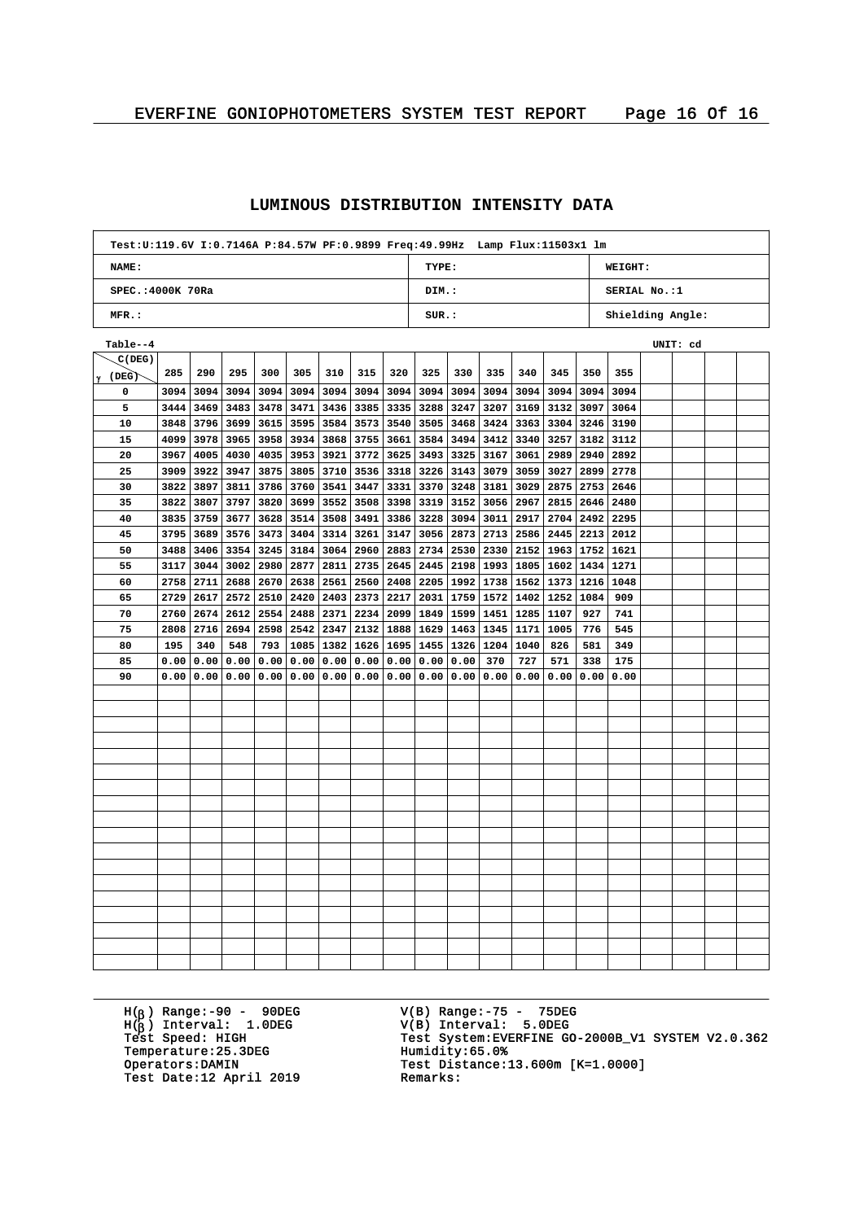## LUMINOUS DISTRIBUTION INTENSITY DATA

| Test:U:119.6V I:0.7146A P:84.57W PF:0.9899 Freq:49.99Hz Lamp Flux:11503x1 lm | | |
|---|---|---|
| NAME: | TYPE: | WEIGHT: |
| SPEC.:4000K 70Ra | DIM.: | SERIAL No.:1 |
| MFR.: | SUR.: | Shielding Angle: |

Table--4 UNIT: cd

| γ (DEG) \ C(DEG) | 285 | 290 | 295 | 300 | 305 | 310 | 315 | 320 | 325 | 330 | 335 | 340 | 345 | 350 | 355 |
|---|---|---|---|---|---|---|---|---|---|---|---|---|---|---|---|
| 0 | 3094 | 3094 | 3094 | 3094 | 3094 | 3094 | 3094 | 3094 | 3094 | 3094 | 3094 | 3094 | 3094 | 3094 | 3094 |
| 5 | 3444 | 3469 | 3483 | 3478 | 3471 | 3436 | 3385 | 3335 | 3288 | 3247 | 3207 | 3169 | 3132 | 3097 | 3064 |
| 10 | 3848 | 3796 | 3699 | 3615 | 3595 | 3584 | 3573 | 3540 | 3505 | 3468 | 3424 | 3363 | 3304 | 3246 | 3190 |
| 15 | 4099 | 3978 | 3965 | 3958 | 3934 | 3868 | 3755 | 3661 | 3584 | 3494 | 3412 | 3340 | 3257 | 3182 | 3112 |
| 20 | 3967 | 4005 | 4030 | 4035 | 3953 | 3921 | 3772 | 3625 | 3493 | 3325 | 3167 | 3061 | 2989 | 2940 | 2892 |
| 25 | 3909 | 3922 | 3947 | 3875 | 3805 | 3710 | 3536 | 3318 | 3226 | 3143 | 3079 | 3059 | 3027 | 2899 | 2778 |
| 30 | 3822 | 3897 | 3811 | 3786 | 3760 | 3541 | 3447 | 3331 | 3370 | 3248 | 3181 | 3029 | 2875 | 2753 | 2646 |
| 35 | 3822 | 3807 | 3797 | 3820 | 3699 | 3552 | 3508 | 3398 | 3319 | 3152 | 3056 | 2967 | 2815 | 2646 | 2480 |
| 40 | 3835 | 3759 | 3677 | 3628 | 3514 | 3508 | 3491 | 3386 | 3228 | 3094 | 3011 | 2917 | 2704 | 2492 | 2295 |
| 45 | 3795 | 3689 | 3576 | 3473 | 3404 | 3314 | 3261 | 3147 | 3056 | 2873 | 2713 | 2586 | 2445 | 2213 | 2012 |
| 50 | 3488 | 3406 | 3354 | 3245 | 3184 | 3064 | 2960 | 2883 | 2734 | 2530 | 2330 | 2152 | 1963 | 1752 | 1621 |
| 55 | 3117 | 3044 | 3002 | 2980 | 2877 | 2811 | 2735 | 2645 | 2445 | 2198 | 1993 | 1805 | 1602 | 1434 | 1271 |
| 60 | 2758 | 2711 | 2688 | 2670 | 2638 | 2561 | 2560 | 2408 | 2205 | 1992 | 1738 | 1562 | 1373 | 1216 | 1048 |
| 65 | 2729 | 2617 | 2572 | 2510 | 2420 | 2403 | 2373 | 2217 | 2031 | 1759 | 1572 | 1402 | 1252 | 1084 | 909 |
| 70 | 2760 | 2674 | 2612 | 2554 | 2488 | 2371 | 2234 | 2099 | 1849 | 1599 | 1451 | 1285 | 1107 | 927 | 741 |
| 75 | 2808 | 2716 | 2694 | 2598 | 2542 | 2347 | 2132 | 1888 | 1629 | 1463 | 1345 | 1171 | 1005 | 776 | 545 |
| 80 | 195 | 340 | 548 | 793 | 1085 | 1382 | 1626 | 1695 | 1455 | 1326 | 1204 | 1040 | 826 | 581 | 349 |
| 85 | 0.00 | 0.00 | 0.00 | 0.00 | 0.00 | 0.00 | 0.00 | 0.00 | 0.00 | 0.00 | 370 | 727 | 571 | 338 | 175 |
| 90 | 0.00 | 0.00 | 0.00 | 0.00 | 0.00 | 0.00 | 0.00 | 0.00 | 0.00 | 0.00 | 0.00 | 0.00 | 0.00 | 0.00 | 0.00 |

H(β) Range:-90 - 90DEG
H(β) Interval: 1.0DEG
Test Speed: HIGH
Temperature:25.3DEG
Operators:DAMIN
Test Date:12 April 2019

V(B) Range:-75 - 75DEG
V(B) Interval: 5.0DEG
Test System:EVERFINE GO-2000B_V1 SYSTEM V2.0.362
Humidity:65.0%
Test Distance:13.600m [K=1.0000]
Remarks: